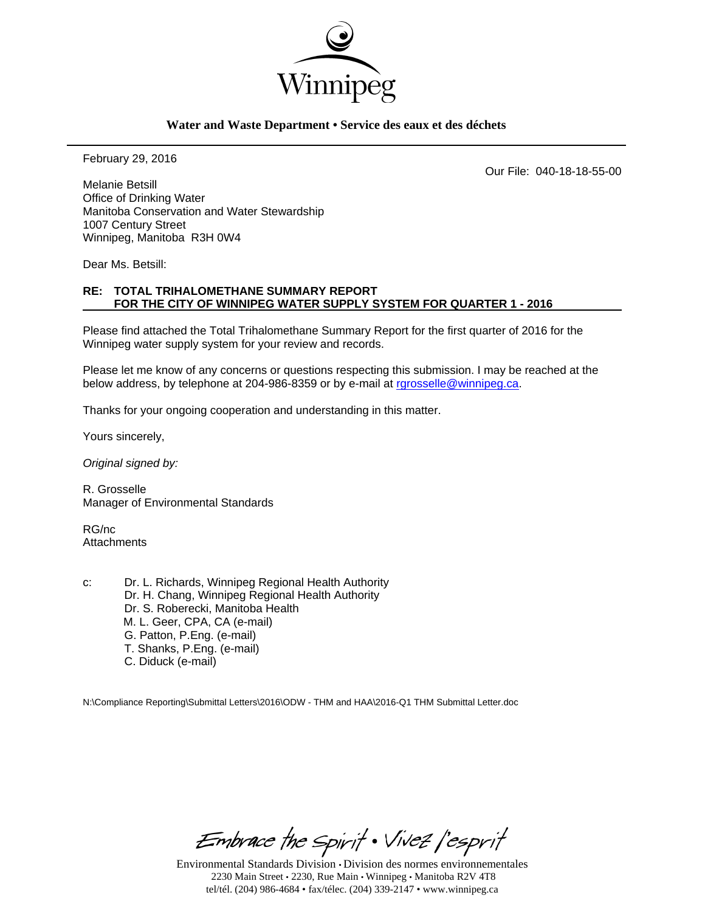Winnipeg

**Water and Waste Department • Service des eaux et des déchets**

February 29, 2016

Our File: 040-18-18-55-00

Melanie Betsill
Office of Drinking Water
Manitoba Conservation and Water Stewardship
1007 Century Street
Winnipeg, Manitoba R3H 0W4

Dear Ms. Betsill:

**RE: TOTAL TRIHALOMETHANE SUMMARY REPORT FOR THE CITY OF WINNIPEG WATER SUPPLY SYSTEM FOR QUARTER 1 - 2016**

Please find attached the Total Trihalomethane Summary Report for the first quarter of 2016 for the Winnipeg water supply system for your review and records.

Please let me know of any concerns or questions respecting this submission. I may be reached at the below address, by telephone at 204-986-8359 or by e-mail at rgrosselle@winnipeg.ca.

Thanks for your ongoing cooperation and understanding in this matter.

Yours sincerely,

*Original signed by:*

R. Grosselle
Manager of Environmental Standards

RG/nc
Attachments

c: Dr. L. Richards, Winnipeg Regional Health Authority
Dr. H. Chang, Winnipeg Regional Health Authority
Dr. S. Roberecki, Manitoba Health
M. L. Geer, CPA, CA (e-mail)
G. Patton, P.Eng. (e-mail)
T. Shanks, P.Eng. (e-mail)
C. Diduck (e-mail)

N:\Compliance Reporting\Submittal Letters\2016\ODW - THM and HAA\2016-Q1 THM Submittal Letter.doc

*Embrace the Spirit • Vivez l'esprit*

Environmental Standards Division • Division des normes environnementales
2230 Main Street • 2230, Rue Main • Winnipeg • Manitoba R2V 4T8
tel/tél. (204) 986-4684 • fax/télec. (204) 339-2147 • www.winnipeg.ca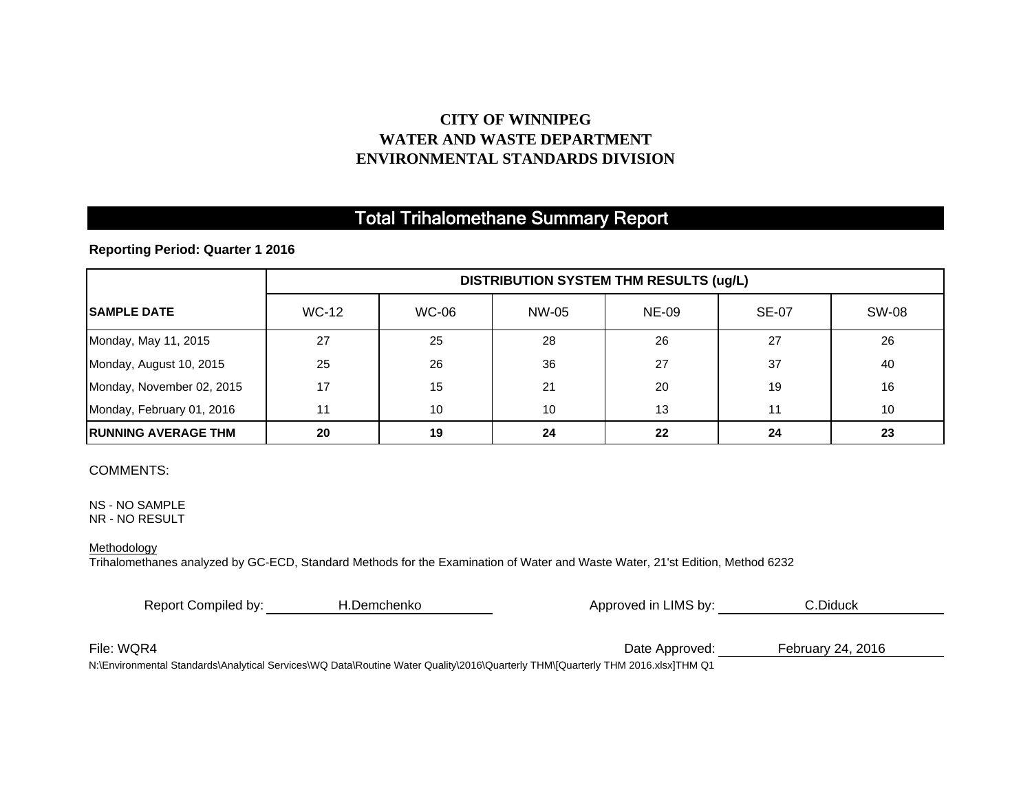# CITY OF WINNIPEG
# WATER AND WASTE DEPARTMENT
# ENVIRONMENTAL STANDARDS DIVISION

## Total Trihalomethane Summary Report

**Reporting Period: Quarter 1 2016**

| | DISTRIBUTION SYSTEM THM RESULTS (ug/L) | | | | | |
|---|---|---|---|---|---|---|
| **SAMPLE DATE** | WC-12 | WC-06 | NW-05 | NE-09 | SE-07 | SW-08 |
| Monday, May 11, 2015 | 27 | 25 | 28 | 26 | 27 | 26 |
| Monday, August 10, 2015 | 25 | 26 | 36 | 27 | 37 | 40 |
| Monday, November 02, 2015 | 17 | 15 | 21 | 20 | 19 | 16 |
| Monday, February 01, 2016 | 11 | 10 | 10 | 13 | 11 | 10 |
| **RUNNING AVERAGE THM** | **20** | **19** | **24** | **22** | **24** | **23** |

COMMENTS:

NS - NO SAMPLE
NR - NO RESULT

Methodology
Trihalomethanes analyzed by GC-ECD, Standard Methods for the Examination of Water and Waste Water, 21'st Edition, Method 6232

Report Compiled by: H.Demchenko

Approved in LIMS by: C.Diduck

File: WQR4

Date Approved: February 24, 2016

N:\Environmental Standards\Analytical Services\WQ Data\Routine Water Quality\2016\Quarterly THM\[Quarterly THM 2016.xlsx]THM Q1